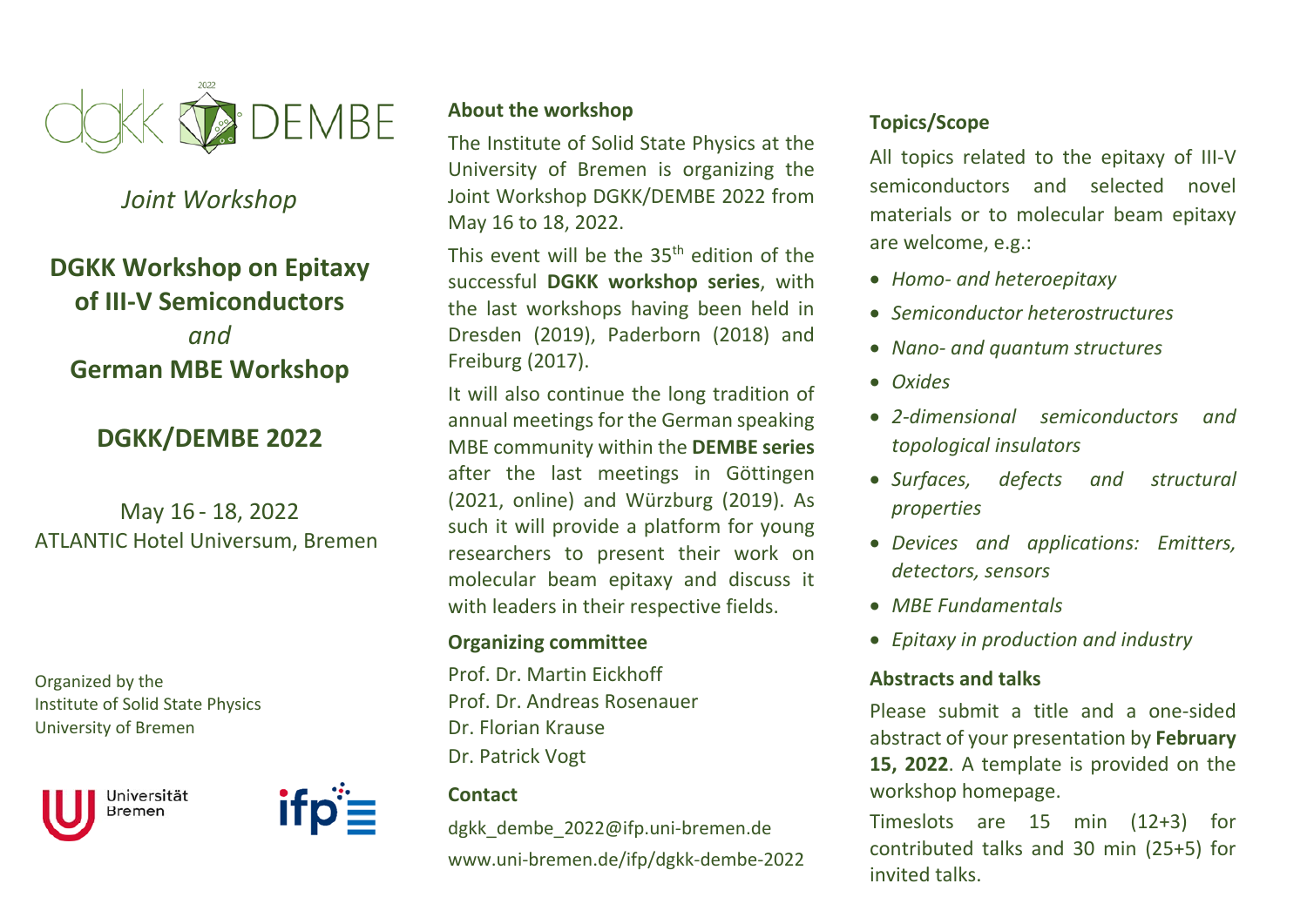dgkk DEMBE

*Joint Workshop*

# DGKK Workshop on Epitaxy of III-V Semiconductors *and* German MBE Workshop

## DGKK/DEMBE 2022

May 16 - 18, 2022
ATLANTIC Hotel Universum, Bremen

Organized by the
Institute of Solid State Physics
University of Bremen

Universität Bremen

ifp

### About the workshop

The Institute of Solid State Physics at the University of Bremen is organizing the Joint Workshop DGKK/DEMBE 2022 from May 16 to 18, 2022.

This event will be the $35^{th}$ edition of the successful **DGKK workshop series**, with the last workshops having been held in Dresden (2019), Paderborn (2018) and Freiburg (2017).

It will also continue the long tradition of annual meetings for the German speaking MBE community within the **DEMBE series** after the last meetings in Göttingen (2021, online) and Würzburg (2019). As such it will provide a platform for young researchers to present their work on molecular beam epitaxy and discuss it with leaders in their respective fields.

### Organizing committee

Prof. Dr. Martin Eickhoff
Prof. Dr. Andreas Rosenauer
Dr. Florian Krause
Dr. Patrick Vogt

### Contact

dgkk_dembe_2022@ifp.uni-bremen.de
www.uni-bremen.de/ifp/dgkk-dembe-2022

### Topics/Scope

All topics related to the epitaxy of III-V semiconductors and selected novel materials or to molecular beam epitaxy are welcome, e.g.:

- *Homo- and heteroepitaxy*
- *Semiconductor heterostructures*
- *Nano- and quantum structures*
- *Oxides*
- *2-dimensional semiconductors and topological insulators*
- *Surfaces, defects and structural properties*
- *Devices and applications: Emitters, detectors, sensors*
- *MBE Fundamentals*
- *Epitaxy in production and industry*

### Abstracts and talks

Please submit a title and a one-sided abstract of your presentation by **February 15, 2022**. A template is provided on the workshop homepage.

Timeslots are 15 min (12+3) for contributed talks and 30 min (25+5) for invited talks.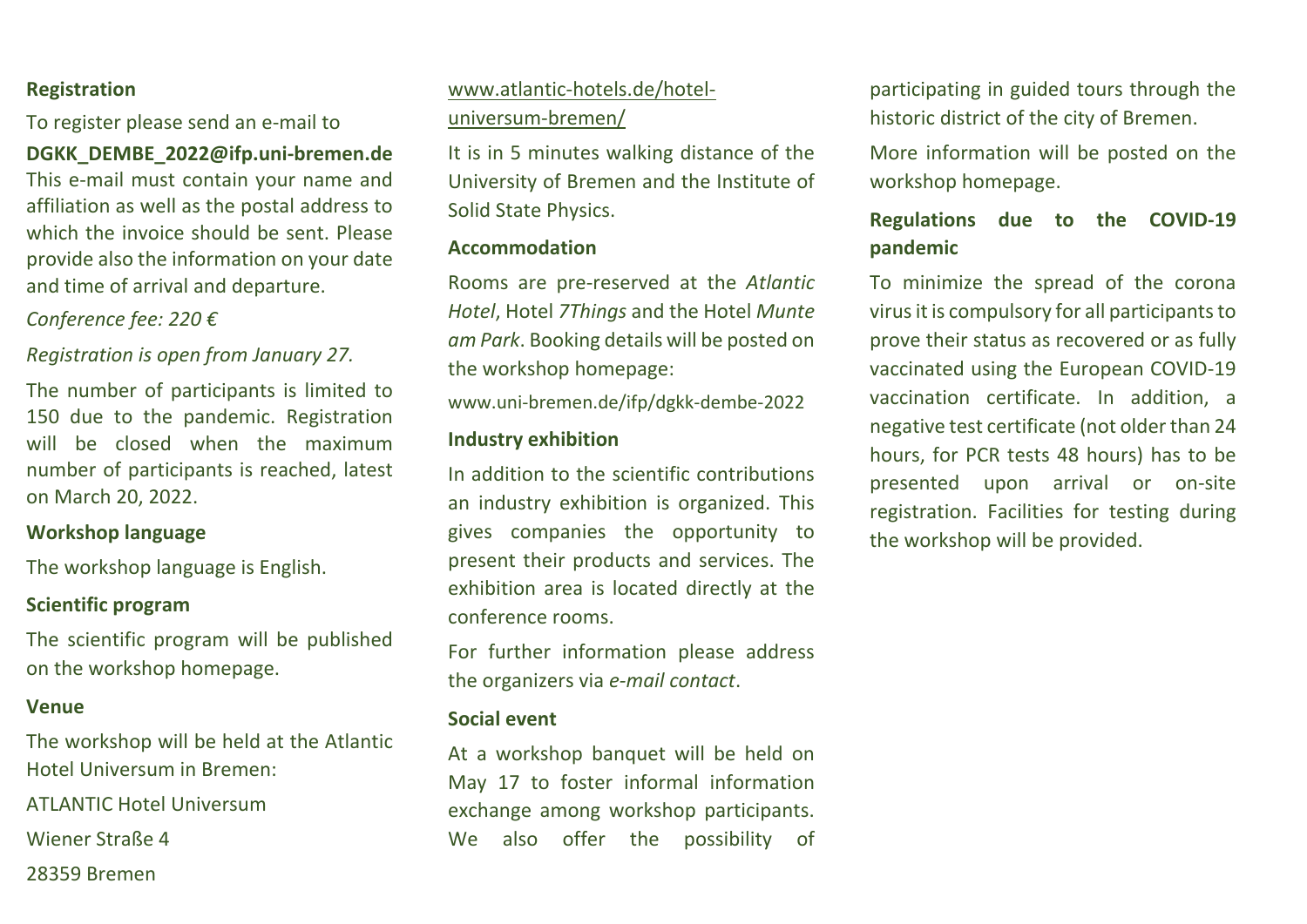## Registration

To register please send an e-mail to

**DGKK_DEMBE_2022@ifp.uni-bremen.de**

This e-mail must contain your name and affiliation as well as the postal address to which the invoice should be sent. Please provide also the information on your date and time of arrival and departure.

*Conference fee: 220 €*

*Registration is open from January 27.*

The number of participants is limited to 150 due to the pandemic. Registration will be closed when the maximum number of participants is reached, latest on March 20, 2022.

## Workshop language

The workshop language is English.

## Scientific program

The scientific program will be published on the workshop homepage.

## Venue

The workshop will be held at the Atlantic Hotel Universum in Bremen:

ATLANTIC Hotel Universum

Wiener Straße 4

28359 Bremen

www.atlantic-hotels.de/hotel-universum-bremen/

It is in 5 minutes walking distance of the University of Bremen and the Institute of Solid State Physics.

## Accommodation

Rooms are pre-reserved at the *Atlantic Hotel*, Hotel *7Things* and the Hotel *Munte am Park*. Booking details will be posted on the workshop homepage:

www.uni-bremen.de/ifp/dgkk-dembe-2022

## Industry exhibition

In addition to the scientific contributions an industry exhibition is organized. This gives companies the opportunity to present their products and services. The exhibition area is located directly at the conference rooms.

For further information please address the organizers via *e-mail contact*.

## Social event

At a workshop banquet will be held on May 17 to foster informal information exchange among workshop participants. We also offer the possibility of participating in guided tours through the historic district of the city of Bremen.

More information will be posted on the workshop homepage.

## Regulations due to the COVID-19 pandemic

To minimize the spread of the corona virus it is compulsory for all participants to prove their status as recovered or as fully vaccinated using the European COVID-19 vaccination certificate. In addition, a negative test certificate (not older than 24 hours, for PCR tests 48 hours) has to be presented upon arrival or on-site registration. Facilities for testing during the workshop will be provided.